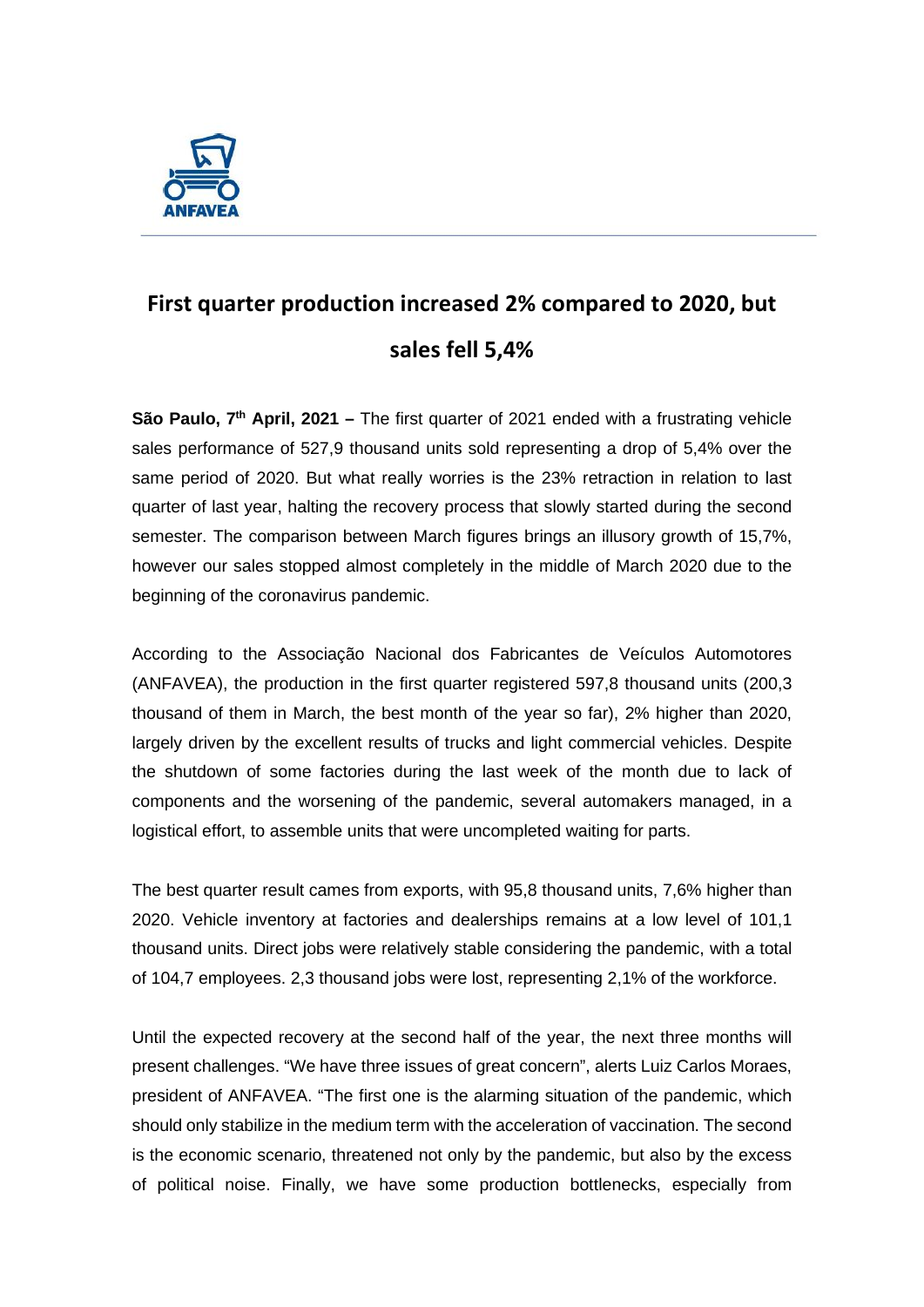# First quarter production increased 2% compared to 2020, but sales fell 5,4%

**São Paulo, 7th April, 2021 –** The first quarter of 2021 ended with a frustrating vehicle sales performance of 527,9 thousand units sold representing a drop of 5,4% over the same period of 2020. But what really worries is the 23% retraction in relation to last quarter of last year, halting the recovery process that slowly started during the second semester. The comparison between March figures brings an illusory growth of 15,7%, however our sales stopped almost completely in the middle of March 2020 due to the beginning of the coronavirus pandemic.

According to the Associação Nacional dos Fabricantes de Veículos Automotores (ANFAVEA), the production in the first quarter registered 597,8 thousand units (200,3 thousand of them in March, the best month of the year so far), 2% higher than 2020, largely driven by the excellent results of trucks and light commercial vehicles. Despite the shutdown of some factories during the last week of the month due to lack of components and the worsening of the pandemic, several automakers managed, in a logistical effort, to assemble units that were uncompleted waiting for parts.

The best quarter result cames from exports, with 95,8 thousand units, 7,6% higher than 2020. Vehicle inventory at factories and dealerships remains at a low level of 101,1 thousand units. Direct jobs were relatively stable considering the pandemic, with a total of 104,7 employees. 2,3 thousand jobs were lost, representing 2,1% of the workforce.

Until the expected recovery at the second half of the year, the next three months will present challenges. "We have three issues of great concern", alerts Luiz Carlos Moraes, president of ANFAVEA. "The first one is the alarming situation of the pandemic, which should only stabilize in the medium term with the acceleration of vaccination. The second is the economic scenario, threatened not only by the pandemic, but also by the excess of political noise. Finally, we have some production bottlenecks, especially from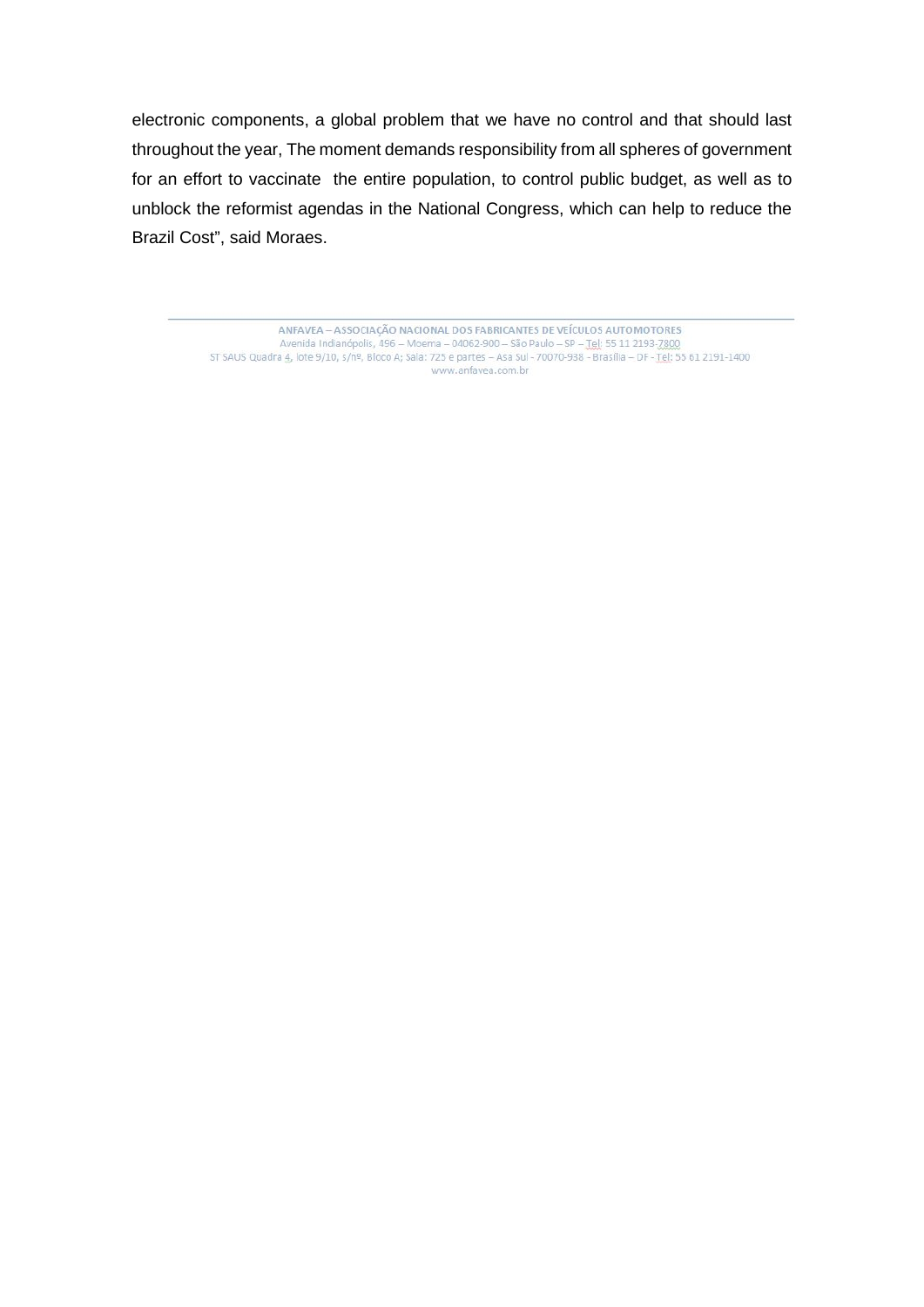electronic components, a global problem that we have no control and that should last throughout the year, The moment demands responsibility from all spheres of government for an effort to vaccinate the entire population, to control public budget, as well as to unblock the reformist agendas in the National Congress, which can help to reduce the Brazil Cost", said Moraes.